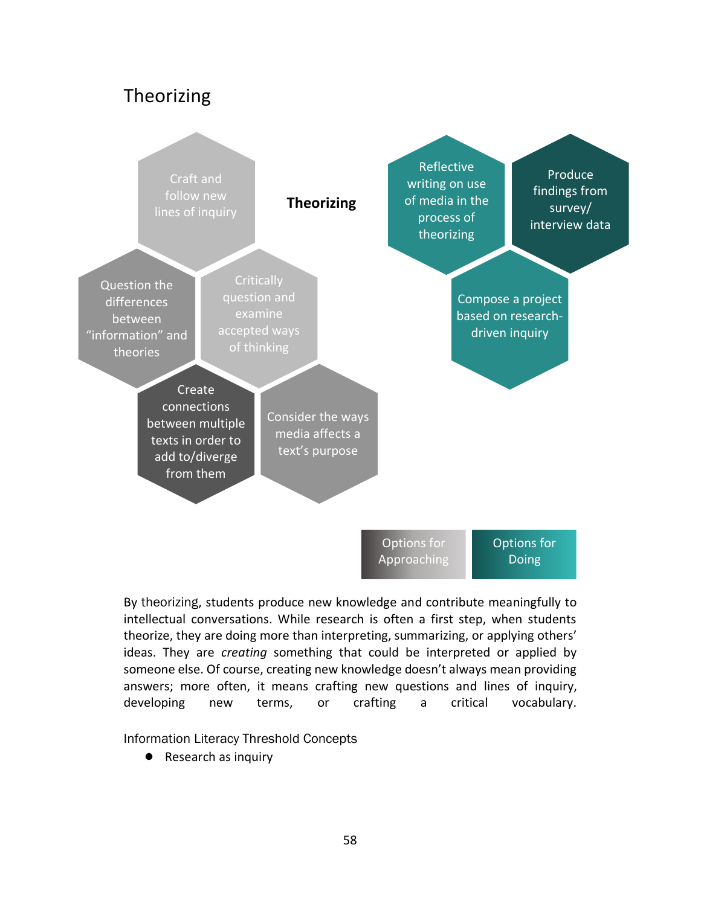# Theorizing

**Theorizing**

- Craft and follow new lines of inquiry
- Question the differences between "information" and theories
- Critically question and examine accepted ways of thinking
- Create connections between multiple texts in order to add to/diverge from them
- Consider the ways media affects a text's purpose

- Reflective writing on use of media in the process of theorizing
- Produce findings from survey/ interview data
- Compose a project based on research-driven inquiry

Options for Approaching | Options for Doing

By theorizing, students produce new knowledge and contribute meaningfully to intellectual conversations. While research is often a first step, when students theorize, they are doing more than interpreting, summarizing, or applying others' ideas. They are *creating* something that could be interpreted or applied by someone else. Of course, creating new knowledge doesn't always mean providing answers; more often, it means crafting new questions and lines of inquiry, developing new terms, or crafting a critical vocabulary.

Information Literacy Threshold Concepts

- Research as inquiry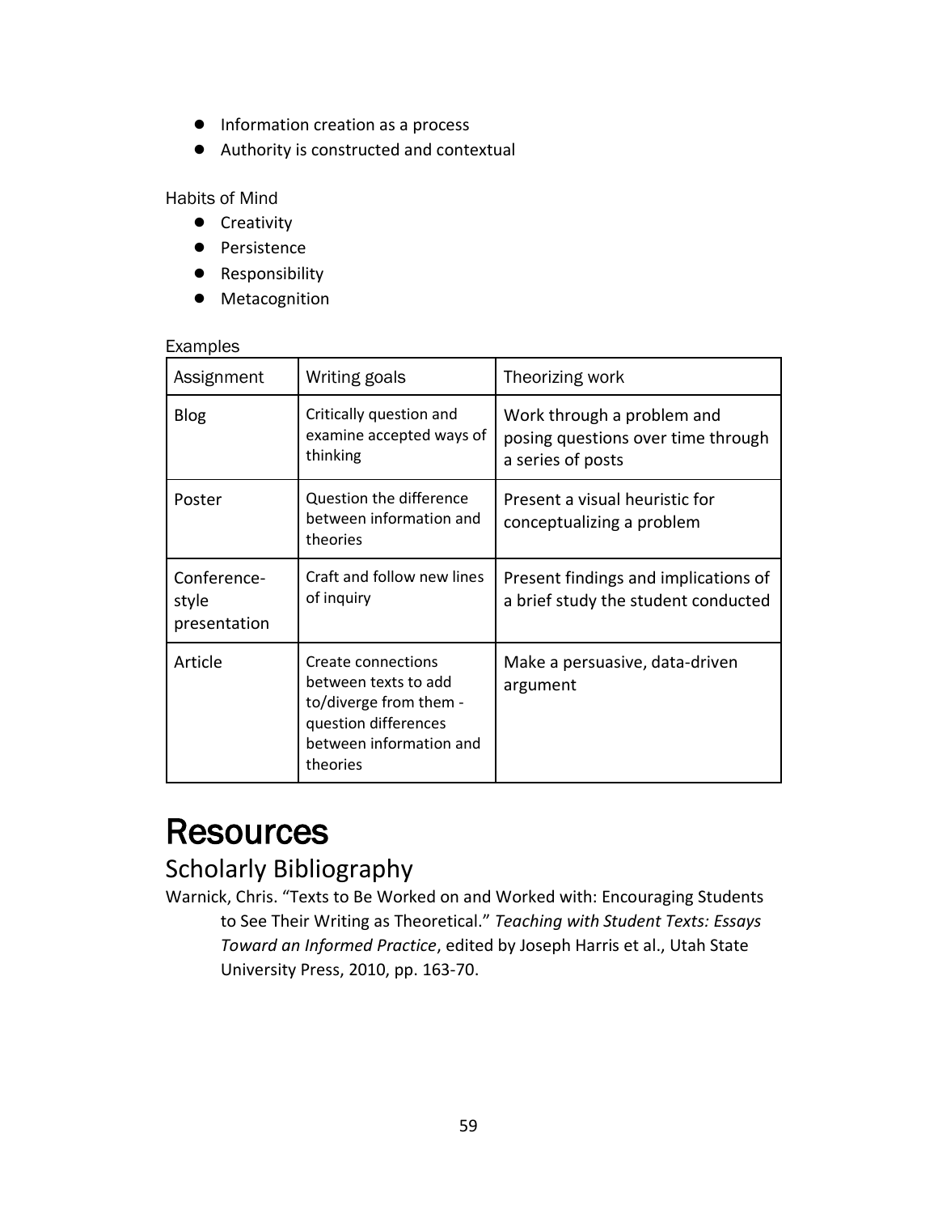- Information creation as a process
- Authority is constructed and contextual

Habits of Mind

- Creativity
- Persistence
- Responsibility
- Metacognition

Examples

| Assignment | Writing goals | Theorizing work |
|---|---|---|
| Blog | Critically question and examine accepted ways of thinking | Work through a problem and posing questions over time through a series of posts |
| Poster | Question the difference between information and theories | Present a visual heuristic for conceptualizing a problem |
| Conference-style presentation | Craft and follow new lines of inquiry | Present findings and implications of a brief study the student conducted |
| Article | Create connections between texts to add to/diverge from them - question differences between information and theories | Make a persuasive, data-driven argument |

# Resources

## Scholarly Bibliography

Warnick, Chris. "Texts to Be Worked on and Worked with: Encouraging Students to See Their Writing as Theoretical." *Teaching with Student Texts: Essays Toward an Informed Practice*, edited by Joseph Harris et al., Utah State University Press, 2010, pp. 163-70.